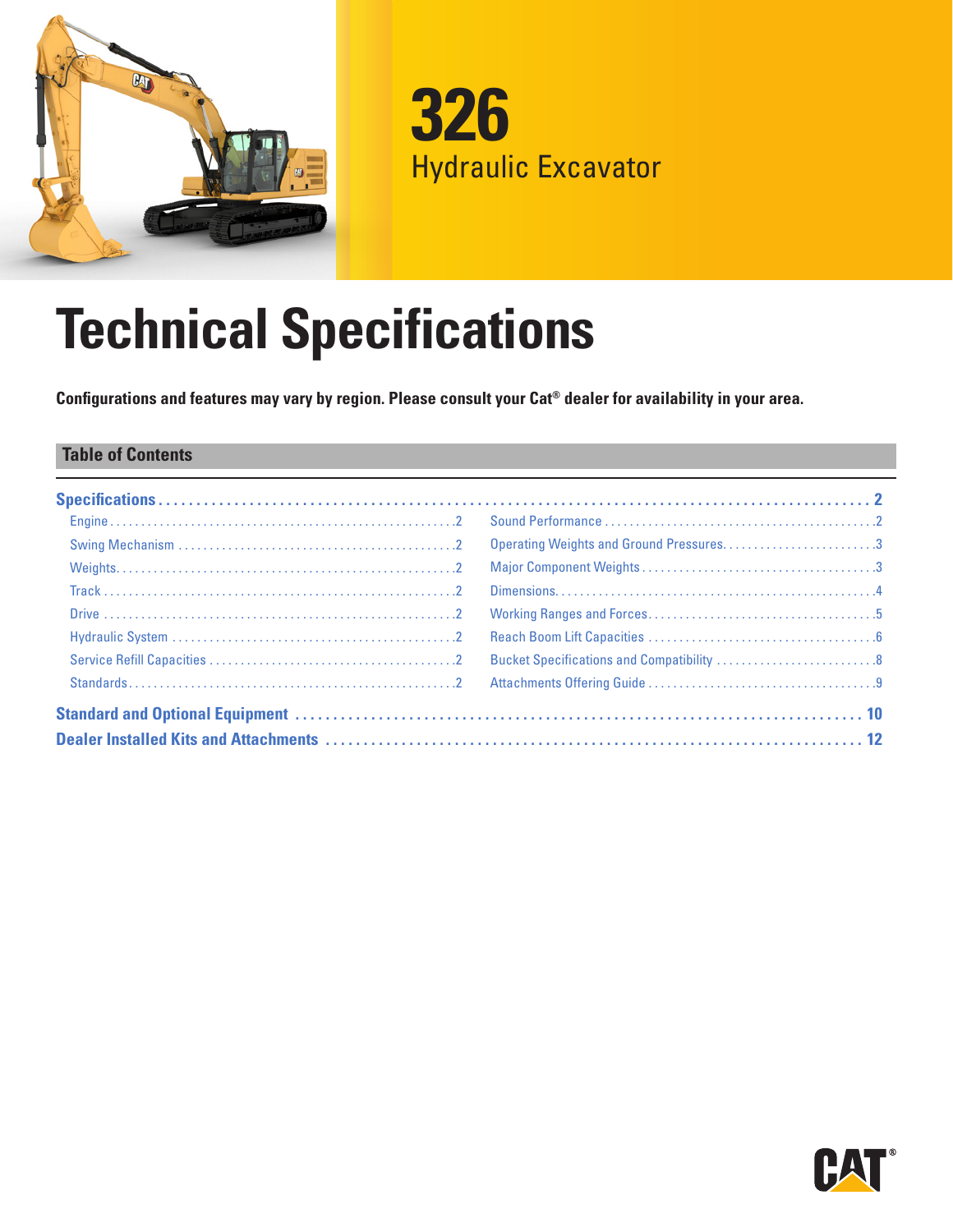# 326

## Hydraulic Excavator

# Technical Specifications

**Configurations and features may vary by region. Please consult your Cat® dealer for availability in your area.**

## Table of Contents

**Specifications** ........................................ 2

- Engine ........................................ 2
- Swing Mechanism ........................................ 2
- Weights ........................................ 2
- Track ........................................ 2
- Drive ........................................ 2
- Hydraulic System ........................................ 2
- Service Refill Capacities ........................................ 2
- Standards ........................................ 2
- Sound Performance ........................................ 2
- Operating Weights and Ground Pressures ........................................ 3
- Major Component Weights ........................................ 3
- Dimensions ........................................ 4
- Working Ranges and Forces ........................................ 5
- Reach Boom Lift Capacities ........................................ 6
- Bucket Specifications and Compatibility ........................................ 8
- Attachments Offering Guide ........................................ 9

**Standard and Optional Equipment** ........................................ 10

**Dealer Installed Kits and Attachments** ........................................ 12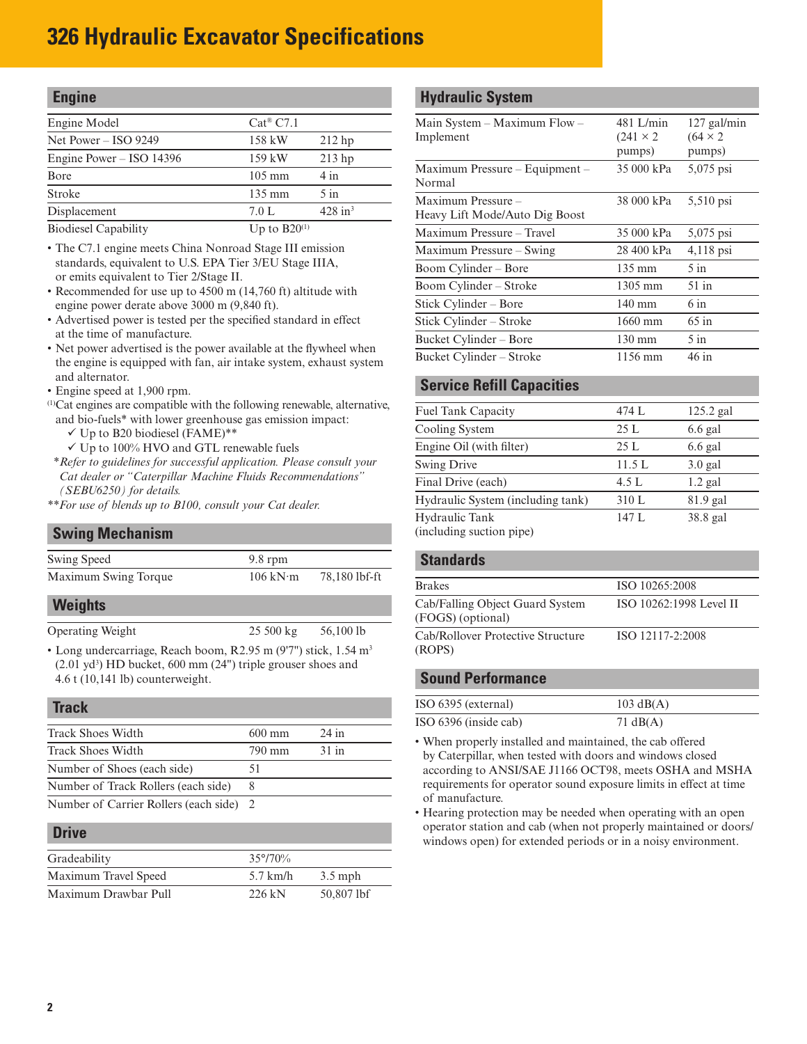# 326 Hydraulic Excavator Specifications

## Engine

| | | |
|---|---|---|
| Engine Model | Cat® C7.1 | |
| Net Power – ISO 9249 | 158 kW | 212 hp |
| Engine Power – ISO 14396 | 159 kW | 213 hp |
| Bore | 105 mm | 4 in |
| Stroke | 135 mm | 5 in |
| Displacement | 7.0 L | 428 $in^3$ |
| Biodiesel Capability | Up to B20[(1)] | |

- The C7.1 engine meets China Nonroad Stage III emission standards, equivalent to U.S. EPA Tier 3/EU Stage IIIA, or emits equivalent to Tier 2/Stage II.
- Recommended for use up to 4500 m (14,760 ft) altitude with engine power derate above 3000 m (9,840 ft).
- Advertised power is tested per the specified standard in effect at the time of manufacture.
- Net power advertised is the power available at the flywheel when the engine is equipped with fan, air intake system, exhaust system and alternator.
- Engine speed at 1,900 rpm.

[(1)]Cat engines are compatible with the following renewable, alternative, and bio-fuels* with lower greenhouse gas emission impact:
- ✓ Up to B20 biodiesel (FAME)**
- ✓ Up to 100% HVO and GTL renewable fuels

*\*Refer to guidelines for successful application. Please consult your Cat dealer or "Caterpillar Machine Fluids Recommendations" (SEBU6250) for details.*

*\*\*For use of blends up to B100, consult your Cat dealer.*

## Swing Mechanism

| | | |
|---|---|---|
| Swing Speed | 9.8 rpm | |
| Maximum Swing Torque | 106 kN·m | 78,180 lbf-ft |

## Weights

| | | |
|---|---|---|
| Operating Weight | 25 500 kg | 56,100 lb |

- Long undercarriage, Reach boom, R2.95 m (9'7") stick, 1.54 $m^3$ (2.01 $yd^3$) HD bucket, 600 mm (24") triple grouser shoes and 4.6 t (10,141 lb) counterweight.

## Track

| | | |
|---|---|---|
| Track Shoes Width | 600 mm | 24 in |
| Track Shoes Width | 790 mm | 31 in |
| Number of Shoes (each side) | 51 | |
| Number of Track Rollers (each side) | 8 | |
| Number of Carrier Rollers (each side) | 2 | |

## Drive

| | | |
|---|---|---|
| Gradeability | 35°/70% | |
| Maximum Travel Speed | 5.7 km/h | 3.5 mph |
| Maximum Drawbar Pull | 226 kN | 50,807 lbf |

## Hydraulic System

| | | |
|---|---|---|
| Main System – Maximum Flow – Implement | 481 L/min (241 × 2 pumps) | 127 gal/min (64 × 2 pumps) |
| Maximum Pressure – Equipment – Normal | 35 000 kPa | 5,075 psi |
| Maximum Pressure – Heavy Lift Mode/Auto Dig Boost | 38 000 kPa | 5,510 psi |
| Maximum Pressure – Travel | 35 000 kPa | 5,075 psi |
| Maximum Pressure – Swing | 28 400 kPa | 4,118 psi |
| Boom Cylinder – Bore | 135 mm | 5 in |
| Boom Cylinder – Stroke | 1305 mm | 51 in |
| Stick Cylinder – Bore | 140 mm | 6 in |
| Stick Cylinder – Stroke | 1660 mm | 65 in |
| Bucket Cylinder – Bore | 130 mm | 5 in |
| Bucket Cylinder – Stroke | 1156 mm | 46 in |

## Service Refill Capacities

| | | |
|---|---|---|
| Fuel Tank Capacity | 474 L | 125.2 gal |
| Cooling System | 25 L | 6.6 gal |
| Engine Oil (with filter) | 25 L | 6.6 gal |
| Swing Drive | 11.5 L | 3.0 gal |
| Final Drive (each) | 4.5 L | 1.2 gal |
| Hydraulic System (including tank) | 310 L | 81.9 gal |
| Hydraulic Tank (including suction pipe) | 147 L | 38.8 gal |

## Standards

| | |
|---|---|
| Brakes | ISO 10265:2008 |
| Cab/Falling Object Guard System (FOGS) (optional) | ISO 10262:1998 Level II |
| Cab/Rollover Protective Structure (ROPS) | ISO 12117-2:2008 |

## Sound Performance

| | |
|---|---|
| ISO 6395 (external) | 103 dB(A) |
| ISO 6396 (inside cab) | 71 dB(A) |

- When properly installed and maintained, the cab offered by Caterpillar, when tested with doors and windows closed according to ANSI/SAE J1166 OCT98, meets OSHA and MSHA requirements for operator sound exposure limits in effect at time of manufacture.
- Hearing protection may be needed when operating with an open operator station and cab (when not properly maintained or doors/windows open) for extended periods or in a noisy environment.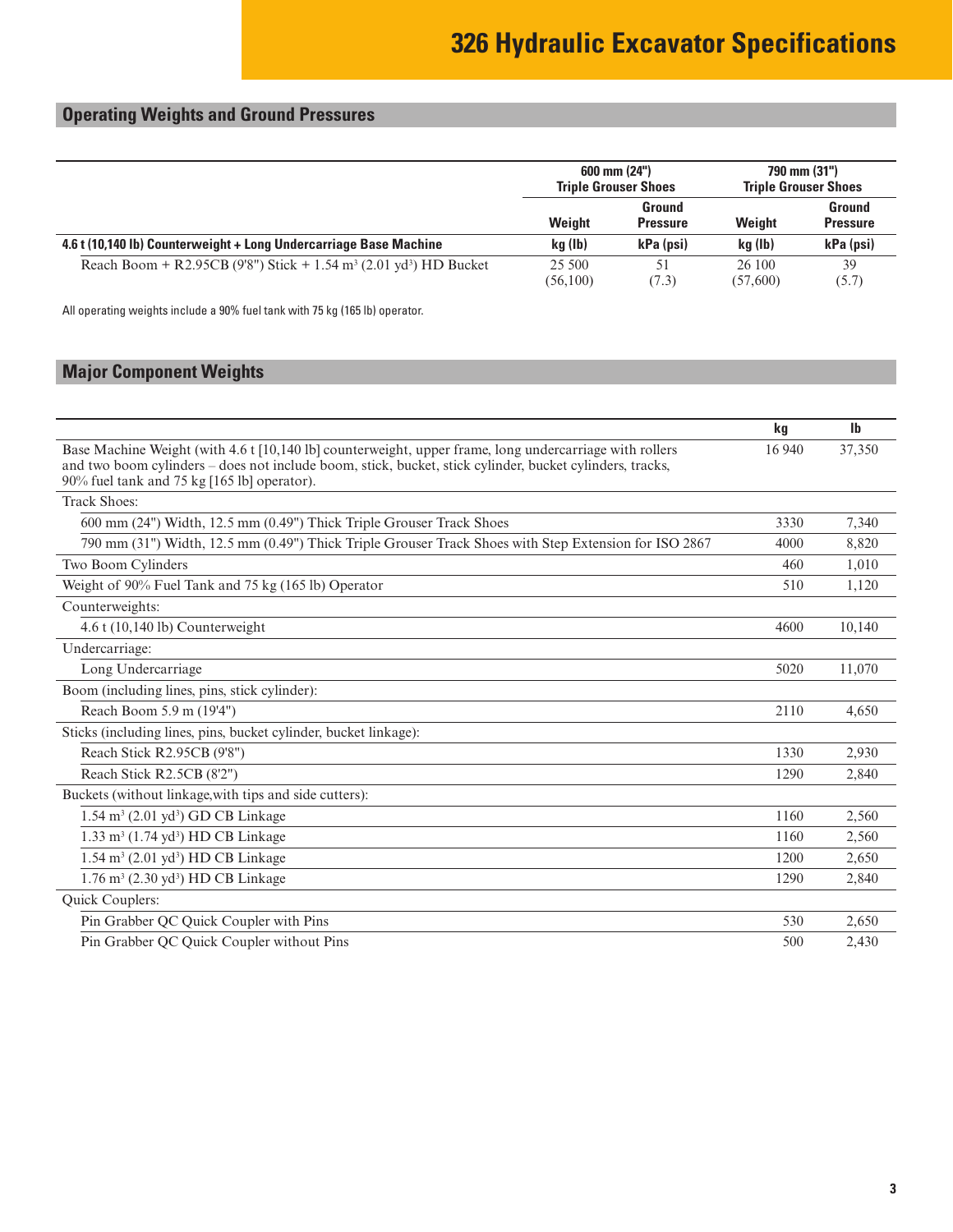# 326 Hydraulic Excavator Specifications

## Operating Weights and Ground Pressures

| | 600 mm (24") Triple Grouser Shoes | | 790 mm (31") Triple Grouser Shoes | |
|---|---|---|---|---|
| | **Weight** | **Ground Pressure** | **Weight** | **Ground Pressure** |
| **4.6 t (10,140 lb) Counterweight + Long Undercarriage Base Machine** | **kg (lb)** | **kPa (psi)** | **kg (lb)** | **kPa (psi)** |
| Reach Boom + R2.95CB (9'8") Stick + 1.54 m³ (2.01 yd³) HD Bucket | 25 500 (56,100) | 51 (7.3) | 26 100 (57,600) | 39 (5.7) |

All operating weights include a 90% fuel tank with 75 kg (165 lb) operator.

## Major Component Weights

| | kg | lb |
|---|---|---|
| Base Machine Weight (with 4.6 t [10,140 lb] counterweight, upper frame, long undercarriage with rollers and two boom cylinders – does not include boom, stick, bucket, stick cylinder, bucket cylinders, tracks, 90% fuel tank and 75 kg [165 lb] operator). | 16 940 | 37,350 |
| Track Shoes: | | |
| 600 mm (24") Width, 12.5 mm (0.49") Thick Triple Grouser Track Shoes | 3330 | 7,340 |
| 790 mm (31") Width, 12.5 mm (0.49") Thick Triple Grouser Track Shoes with Step Extension for ISO 2867 | 4000 | 8,820 |
| Two Boom Cylinders | 460 | 1,010 |
| Weight of 90% Fuel Tank and 75 kg (165 lb) Operator | 510 | 1,120 |
| Counterweights: | | |
| 4.6 t (10,140 lb) Counterweight | 4600 | 10,140 |
| Undercarriage: | | |
| Long Undercarriage | 5020 | 11,070 |
| Boom (including lines, pins, stick cylinder): | | |
| Reach Boom 5.9 m (19'4") | 2110 | 4,650 |
| Sticks (including lines, pins, bucket cylinder, bucket linkage): | | |
| Reach Stick R2.95CB (9'8") | 1330 | 2,930 |
| Reach Stick R2.5CB (8'2") | 1290 | 2,840 |
| Buckets (without linkage,with tips and side cutters): | | |
| 1.54 m³ (2.01 yd³) GD CB Linkage | 1160 | 2,560 |
| 1.33 m³ (1.74 yd³) HD CB Linkage | 1160 | 2,560 |
| 1.54 m³ (2.01 yd³) HD CB Linkage | 1200 | 2,650 |
| 1.76 m³ (2.30 yd³) HD CB Linkage | 1290 | 2,840 |
| Quick Couplers: | | |
| Pin Grabber QC Quick Coupler with Pins | 530 | 2,650 |
| Pin Grabber QC Quick Coupler without Pins | 500 | 2,430 |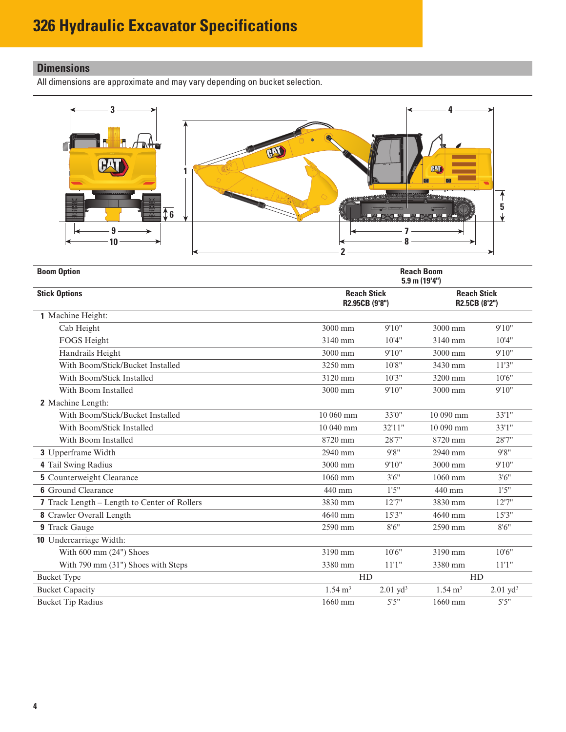# 326 Hydraulic Excavator Specifications

## Dimensions

All dimensions are approximate and may vary depending on bucket selection.

| **Boom Option** | **Reach Boom 5.9 m (19'4")** | | | |
|---|---|---|---|---|
| **Stick Options** | **Reach Stick R2.95CB (9'8")** | | **Reach Stick R2.5CB (8'2")** | |
| **1** Machine Height: | | | | |
| Cab Height | 3000 mm | 9'10" | 3000 mm | 9'10" |
| FOGS Height | 3140 mm | 10'4" | 3140 mm | 10'4" |
| Handrails Height | 3000 mm | 9'10" | 3000 mm | 9'10" |
| With Boom/Stick/Bucket Installed | 3250 mm | 10'8" | 3430 mm | 11'3" |
| With Boom/Stick Installed | 3120 mm | 10'3" | 3200 mm | 10'6" |
| With Boom Installed | 3000 mm | 9'10" | 3000 mm | 9'10" |
| **2** Machine Length: | | | | |
| With Boom/Stick/Bucket Installed | 10 060 mm | 33'0" | 10 090 mm | 33'1" |
| With Boom/Stick Installed | 10 040 mm | 32'11" | 10 090 mm | 33'1" |
| With Boom Installed | 8720 mm | 28'7" | 8720 mm | 28'7" |
| **3** Upperframe Width | 2940 mm | 9'8" | 2940 mm | 9'8" |
| **4** Tail Swing Radius | 3000 mm | 9'10" | 3000 mm | 9'10" |
| **5** Counterweight Clearance | 1060 mm | 3'6" | 1060 mm | 3'6" |
| **6** Ground Clearance | 440 mm | 1'5" | 440 mm | 1'5" |
| **7** Track Length – Length to Center of Rollers | 3830 mm | 12'7" | 3830 mm | 12'7" |
| **8** Crawler Overall Length | 4640 mm | 15'3" | 4640 mm | 15'3" |
| **9** Track Gauge | 2590 mm | 8'6" | 2590 mm | 8'6" |
| **10** Undercarriage Width: | | | | |
| With 600 mm (24") Shoes | 3190 mm | 10'6" | 3190 mm | 10'6" |
| With 790 mm (31") Shoes with Steps | 3380 mm | 11'1" | 3380 mm | 11'1" |
| Bucket Type | HD | | HD | |
| Bucket Capacity | 1.54 $m^3$ | 2.01 $yd^3$ | 1.54 $m^3$ | 2.01 $yd^3$ |
| Bucket Tip Radius | 1660 mm | 5'5" | 1660 mm | 5'5" |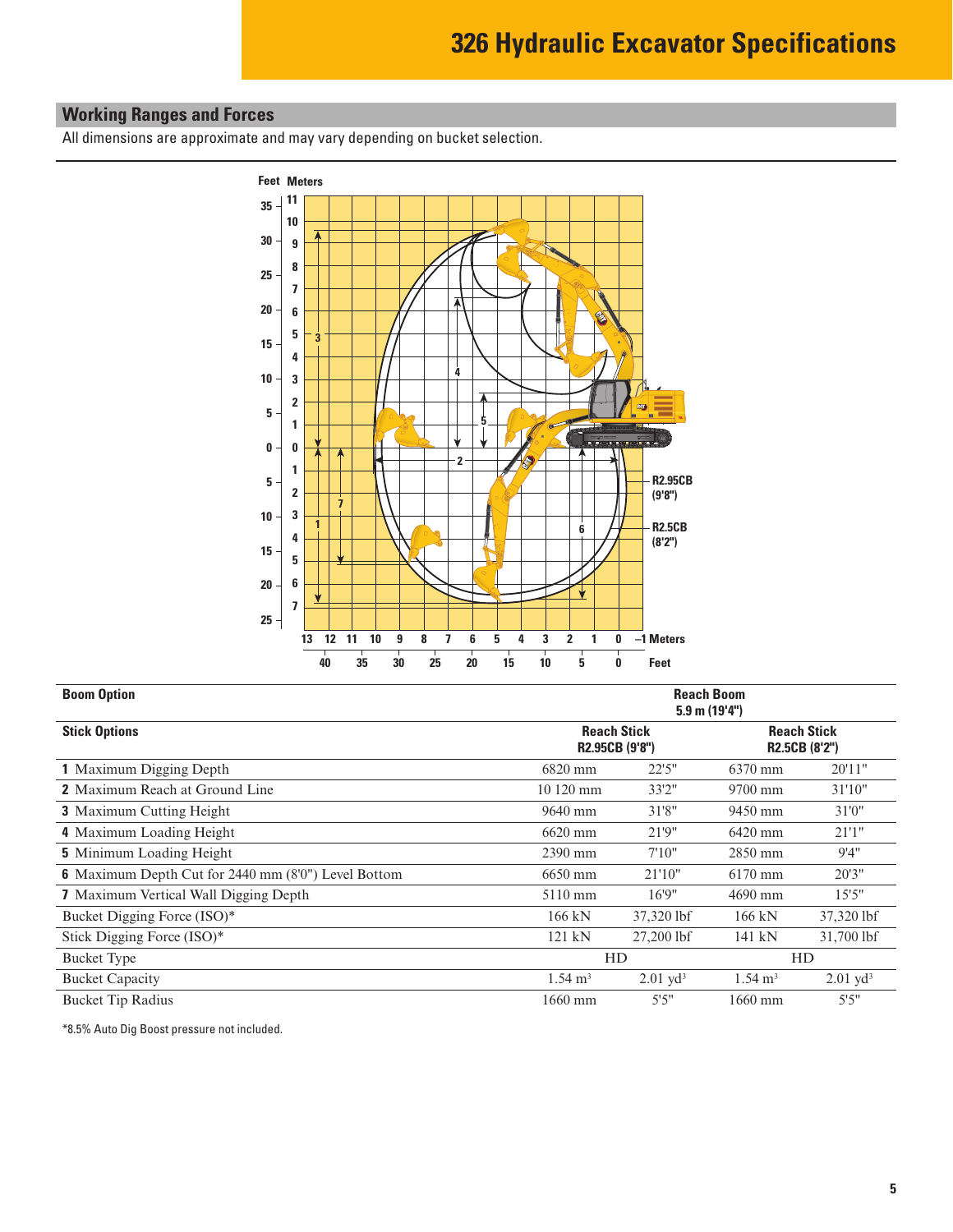# 326 Hydraulic Excavator Specifications

## Working Ranges and Forces

All dimensions are approximate and may vary depending on bucket selection.

| Boom Option | Reach Boom 5.9 m (19'4") | | | |
|---|---|---|---|---|
| **Stick Options** | **Reach Stick R2.95CB (9'8")** | | **Reach Stick R2.5CB (8'2")** | |
| **1** Maximum Digging Depth | 6820 mm | 22'5" | 6370 mm | 20'11" |
| **2** Maximum Reach at Ground Line | 10 120 mm | 33'2" | 9700 mm | 31'10" |
| **3** Maximum Cutting Height | 9640 mm | 31'8" | 9450 mm | 31'0" |
| **4** Maximum Loading Height | 6620 mm | 21'9" | 6420 mm | 21'1" |
| **5** Minimum Loading Height | 2390 mm | 7'10" | 2850 mm | 9'4" |
| **6** Maximum Depth Cut for 2440 mm (8'0") Level Bottom | 6650 mm | 21'10" | 6170 mm | 20'3" |
| **7** Maximum Vertical Wall Digging Depth | 5110 mm | 16'9" | 4690 mm | 15'5" |
| Bucket Digging Force (ISO)* | 166 kN | 37,320 lbf | 166 kN | 37,320 lbf |
| Stick Digging Force (ISO)* | 121 kN | 27,200 lbf | 141 kN | 31,700 lbf |
| Bucket Type | HD | | HD | |
| Bucket Capacity | 1.54 $m^3$ | 2.01 $yd^3$ | 1.54 $m^3$ | 2.01 $yd^3$ |
| Bucket Tip Radius | 1660 mm | 5'5" | 1660 mm | 5'5" |

*8.5% Auto Dig Boost pressure not included.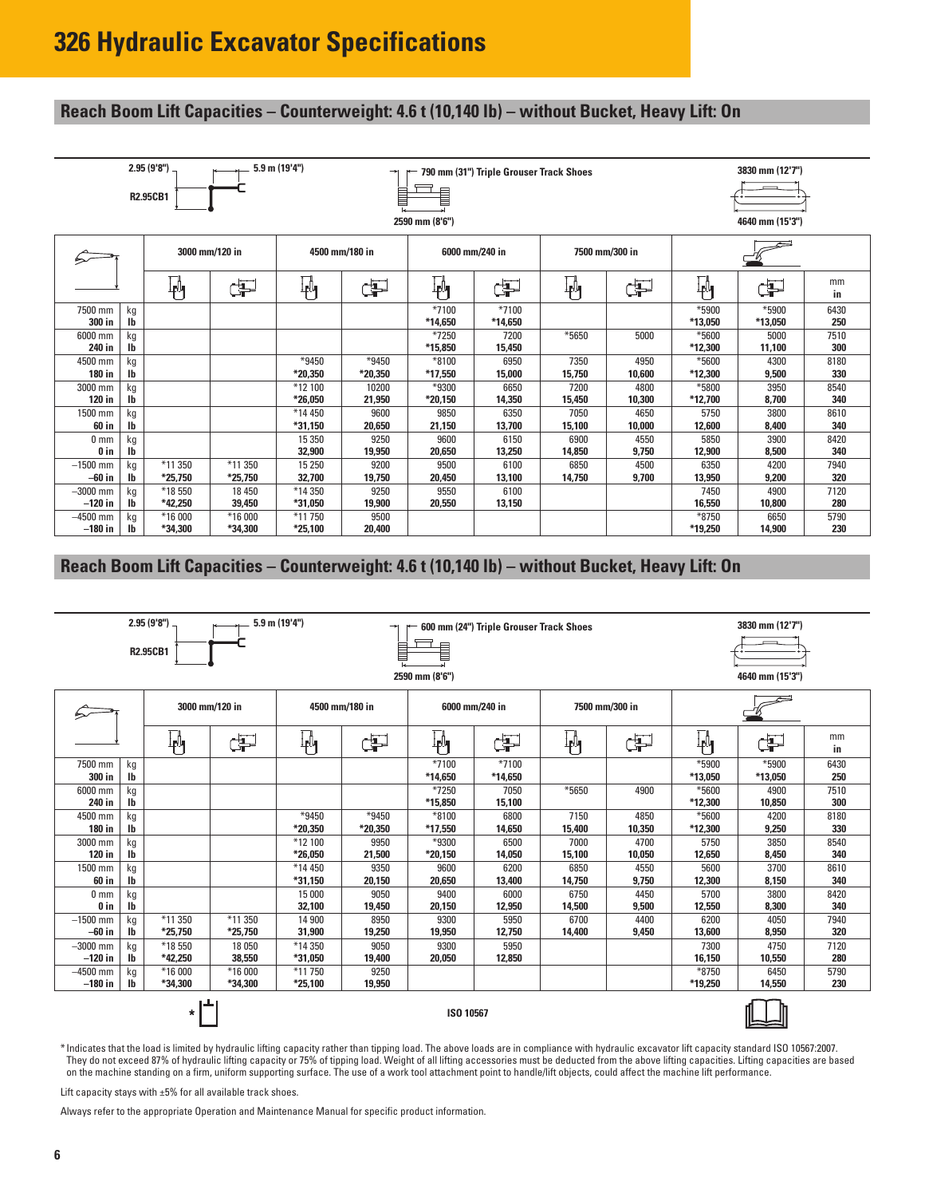# 326 Hydraulic Excavator Specifications

## Reach Boom Lift Capacities – Counterweight: 4.6 t (10,140 lb) – without Bucket, Heavy Lift: On

2.95 (9'8") — 5.9 m (19'4") — R2.95CB1 — 790 mm (31") Triple Grouser Track Shoes — 2590 mm (8'6") — 3830 mm (12'7") — 4640 mm (15'3")

| | | 3000 mm/120 in | | 4500 mm/180 in | | 6000 mm/240 in | | 7500 mm/300 in | | Max reach | | |
|---|---|---|---|---|---|---|---|---|---|---|---|---|
| | | Front | Side | Front | Side | Front | Side | Front | Side | Front | Side | mm / in |
| 7500 mm | kg | | | | | *7100 | *7100 | | | *5900 | *5900 | 6430 |
| 300 in | lb | | | | | *14,650 | *14,650 | | | *13,050 | *13,050 | 250 |
| 6000 mm | kg | | | | | *7250 | 7200 | *5650 | 5000 | *5600 | 5000 | 7510 |
| 240 in | lb | | | | | *15,850 | 15,450 | | | *12,300 | 11,100 | 300 |
| 4500 mm | kg | | | *9450 | *9450 | *8100 | 6950 | 7350 | 4950 | *5600 | 4300 | 8180 |
| 180 in | lb | | | *20,350 | *20,350 | *17,550 | 15,000 | 15,750 | 10,600 | *12,300 | 9,500 | 330 |
| 3000 mm | kg | | | *12 100 | 10200 | *9300 | 6650 | 7200 | 4800 | *5800 | 3950 | 8540 |
| 120 in | lb | | | *26,050 | 21,950 | *20,150 | 14,350 | 15,450 | 10,300 | *12,700 | 8,700 | 340 |
| 1500 mm | kg | | | *14 450 | 9600 | 9850 | 6350 | 7050 | 4650 | 5750 | 3800 | 8610 |
| 60 in | lb | | | *31,150 | 20,650 | 21,150 | 13,700 | 15,100 | 10,000 | 12,600 | 8,400 | 340 |
| 0 mm | kg | | | 15 350 | 9250 | 9600 | 6150 | 6900 | 4550 | 5850 | 3900 | 8420 |
| 0 in | lb | | | 32,900 | 19,950 | 20,650 | 13,250 | 14,850 | 9,750 | 12,900 | 8,500 | 340 |
| –1500 mm | kg | *11 350 | *11 350 | 15 250 | 9200 | 9500 | 6100 | 6850 | 4500 | 6350 | 4200 | 7940 |
| –60 in | lb | *25,750 | *25,750 | 32,700 | 19,750 | 20,450 | 13,100 | 14,750 | 9,700 | 13,950 | 9,200 | 320 |
| –3000 mm | kg | *18 550 | 18 450 | *14 350 | 9250 | 9550 | 6100 | | | 7450 | 4900 | 7120 |
| –120 in | lb | *42,250 | 39,450 | *31,050 | 19,900 | 20,550 | 13,150 | | | 16,550 | 10,800 | 280 |
| –4500 mm | kg | *16 000 | *16 000 | *11 750 | 9500 | | | | | *8750 | 6650 | 5790 |
| –180 in | lb | *34,300 | *34,300 | *25,100 | 20,400 | | | | | *19,250 | 14,900 | 230 |

## Reach Boom Lift Capacities – Counterweight: 4.6 t (10,140 lb) – without Bucket, Heavy Lift: On

2.95 (9'8") — 5.9 m (19'4") — R2.95CB1 — 600 mm (24") Triple Grouser Track Shoes — 2590 mm (8'6") — 3830 mm (12'7") — 4640 mm (15'3")

| | | 3000 mm/120 in | | 4500 mm/180 in | | 6000 mm/240 in | | 7500 mm/300 in | | Max reach | | |
|---|---|---|---|---|---|---|---|---|---|---|---|---|
| | | Front | Side | Front | Side | Front | Side | Front | Side | Front | Side | mm / in |
| 7500 mm | kg | | | | | *7100 | *7100 | | | *5900 | *5900 | 6430 |
| 300 in | lb | | | | | *14,650 | *14,650 | | | *13,050 | *13,050 | 250 |
| 6000 mm | kg | | | | | *7250 | 7050 | *5650 | 4900 | *5600 | 4900 | 7510 |
| 240 in | lb | | | | | *15,850 | 15,100 | | | *12,300 | 10,850 | 300 |
| 4500 mm | kg | | | *9450 | *9450 | *8100 | 6800 | 7150 | 4850 | *5600 | 4200 | 8180 |
| 180 in | lb | | | *20,350 | *20,350 | *17,550 | 14,650 | 15,400 | 10,350 | *12,300 | 9,250 | 330 |
| 3000 mm | kg | | | *12 100 | 9950 | *9300 | 6500 | 7000 | 4700 | 5750 | 3850 | 8540 |
| 120 in | lb | | | *26,050 | 21,500 | *20,150 | 14,050 | 15,100 | 10,050 | 12,650 | 8,450 | 340 |
| 1500 mm | kg | | | *14 450 | 9350 | 9600 | 6200 | 6850 | 4550 | 5600 | 3700 | 8610 |
| 60 in | lb | | | *31,150 | 20,150 | 20,650 | 13,400 | 14,750 | 9,750 | 12,300 | 8,150 | 340 |
| 0 mm | kg | | | 15 000 | 9050 | 9400 | 6000 | 6750 | 4450 | 5700 | 3800 | 8420 |
| 0 in | lb | | | 32,100 | 19,450 | 20,150 | 12,950 | 14,500 | 9,500 | 12,550 | 8,300 | 340 |
| –1500 mm | kg | *11 350 | *11 350 | 14 900 | 8950 | 9300 | 5950 | 6700 | 4400 | 6200 | 4050 | 7940 |
| –60 in | lb | *25,750 | *25,750 | 31,900 | 19,250 | 19,950 | 12,750 | 14,400 | 9,450 | 13,600 | 8,950 | 320 |
| –3000 mm | kg | *18 550 | 18 050 | *14 350 | 9050 | 9300 | 5950 | | | 7300 | 4750 | 7120 |
| –120 in | lb | *42,250 | 38,550 | *31,050 | 19,400 | 20,050 | 12,850 | | | 16,150 | 10,550 | 280 |
| –4500 mm | kg | *16 000 | *16 000 | *11 750 | 9250 | | | | | *8750 | 6450 | 5790 |
| –180 in | lb | *34,300 | *34,300 | *25,100 | 19,950 | | | | | *19,250 | 14,550 | 230 |

ISO 10567

*Indicates that the load is limited by hydraulic lifting capacity rather than tipping load. The above loads are in compliance with hydraulic excavator lift capacity standard ISO 10567:2007. They do not exceed 87% of hydraulic lifting capacity or 75% of tipping load. Weight of all lifting accessories must be deducted from the above lifting capacities. Lifting capacities are based on the machine standing on a firm, uniform supporting surface. The use of a work tool attachment point to handle/lift objects, could affect the machine lift performance.

Lift capacity stays with ±5% for all available track shoes.

Always refer to the appropriate Operation and Maintenance Manual for specific product information.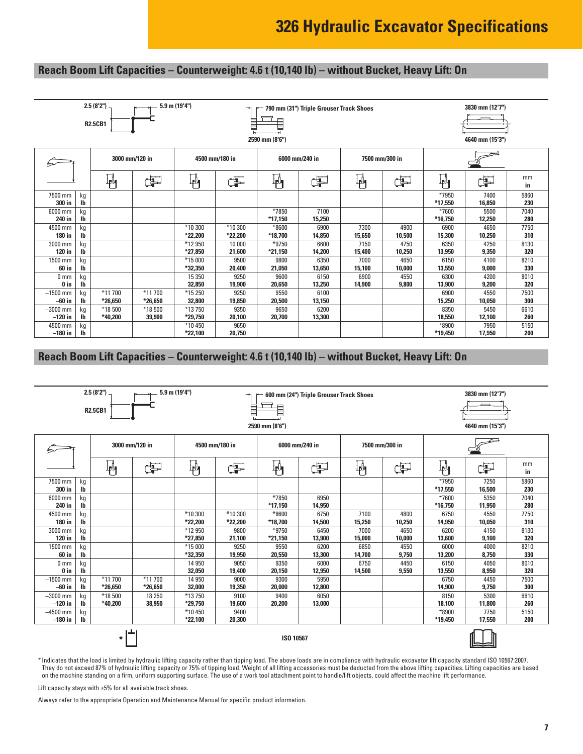# 326 Hydraulic Excavator Specifications

## Reach Boom Lift Capacities – Counterweight: 4.6 t (10,140 lb) – without Bucket, Heavy Lift: On

2.5 (8'2") — 5.9 m (19'4") — R2.5CB1 — 790 mm (31") Triple Grouser Track Shoes — 2590 mm (8'6") — 3830 mm (12'7") — 4640 mm (15'3")

| | | 3000 mm/120 in | | 4500 mm/180 in | | 6000 mm/240 in | | 7500 mm/300 in | | Max reach | | |
|---|---|---|---|---|---|---|---|---|---|---|---|---|
| | | Front | Side | Front | Side | Front | Side | Front | Side | Front | Side | mm / in |
| 7500 mm / 300 in | kg / lb | | | | | | | | | *7950 / *17,550 | 7400 / 16,850 | 5860 / 230 |
| 6000 mm / 240 in | kg / lb | | | | | *7850 / *17,150 | 7100 / 15,250 | | | *7600 / *16,750 | 5500 / 12,250 | 7040 / 280 |
| 4500 mm / 180 in | kg / lb | | | *10 300 / *22,200 | *10 300 / *22,200 | *8600 / *18,700 | 6900 / 14,850 | 7300 / 15,650 | 4900 / 10,500 | 6900 / 15,300 | 4650 / 10,250 | 7750 / 310 |
| 3000 mm / 120 in | kg / lb | | | *12 950 / *27,850 | 10 000 / 21,600 | *9750 / *21,150 | 6600 / 14,200 | 7150 / 15,400 | 4750 / 10,250 | 6350 / 13,950 | 4250 / 9,350 | 8130 / 320 |
| 1500 mm / 60 in | kg / lb | | | *15 000 / *32,350 | 9500 / 20,400 | 9800 / 21,050 | 6350 / 13,650 | 7000 / 15,100 | 4650 / 10,000 | 6150 / 13,550 | 4100 / 9,000 | 8210 / 330 |
| 0 mm / 0 in | kg / lb | | | 15 350 / 32,850 | 9250 / 19,900 | 9600 / 20,650 | 6150 / 13,250 | 6900 / 14,900 | 4550 / 9,800 | 6300 / 13,900 | 4200 / 9,200 | 8010 / 320 |
| –1500 mm / –60 in | kg / lb | *11 700 / *26,650 | *11 700 / *26,650 | *15 250 / 32,800 | 9250 / 19,850 | 9550 / 20,500 | 6100 / 13,150 | | | 6900 / 15,250 | 4550 / 10,050 | 7500 / 300 |
| –3000 mm / –120 in | kg / lb | *18 500 / *40,200 | *18 500 / 39,900 | *13 750 / *29,750 | 9350 / 20,100 | 9650 / 20,700 | 6200 / 13,300 | | | 8350 / 18,550 | 5450 / 12,100 | 6610 / 260 |
| –4500 mm / –180 in | kg / lb | | | *10 450 / *22,100 | 9650 / 20,750 | | | | | *8900 / *19,450 | 7950 / 17,950 | 5150 / 200 |

## Reach Boom Lift Capacities – Counterweight: 4.6 t (10,140 lb) – without Bucket, Heavy Lift: On

2.5 (8'2") — 5.9 m (19'4") — R2.5CB1 — 600 mm (24") Triple Grouser Track Shoes — 2590 mm (8'6") — 3830 mm (12'7") — 4640 mm (15'3")

| | | 3000 mm/120 in | | 4500 mm/180 in | | 6000 mm/240 in | | 7500 mm/300 in | | Max reach | | |
|---|---|---|---|---|---|---|---|---|---|---|---|---|
| | | Front | Side | Front | Side | Front | Side | Front | Side | Front | Side | mm / in |
| 7500 mm / 300 in | kg / lb | | | | | | | | | *7950 / *17,550 | 7250 / 16,500 | 5860 / 230 |
| 6000 mm / 240 in | kg / lb | | | | | *7850 / *17,150 | 6950 / 14,950 | | | *7600 / *16,750 | 5350 / 11,950 | 7040 / 280 |
| 4500 mm / 180 in | kg / lb | | | *10 300 / *22,200 | *10 300 / *22,200 | *8600 / *18,700 | 6750 / 14,500 | 7100 / 15,250 | 4800 / 10,250 | 6750 / 14,950 | 4550 / 10,050 | 7750 / 310 |
| 3000 mm / 120 in | kg / lb | | | *12 950 / *27,850 | 9800 / 21,100 | *9750 / *21,150 | 6450 / 13,900 | 7000 / 15,000 | 4650 / 10,000 | 6200 / 13,600 | 4150 / 9,100 | 8130 / 320 |
| 1500 mm / 60 in | kg / lb | | | *15 000 / *32,350 | 9250 / 19,950 | 9550 / 20,550 | 6200 / 13,300 | 6850 / 14,700 | 4550 / 9,750 | 6000 / 13,200 | 4000 / 8,750 | 8210 / 330 |
| 0 mm / 0 in | kg / lb | | | 14 950 / 32,050 | 9050 / 19,400 | 9350 / 20,150 | 6000 / 12,950 | 6750 / 14,500 | 4450 / 9,550 | 6150 / 13,550 | 4050 / 8,950 | 8010 / 320 |
| –1500 mm / –60 in | kg / lb | *11 700 / *26,650 | *11 700 / *26,650 | 14 950 / 32,000 | 9000 / 19,350 | 9300 / 20,000 | 5950 / 12,800 | | | 6750 / 14,900 | 4450 / 9,750 | 7500 / 300 |
| –3000 mm / –120 in | kg / lb | *18 500 / *40,200 | 18 250 / 38,950 | *13 750 / *29,750 | 9100 / 19,600 | 9400 / 20,200 | 6050 / 13,000 | | | 8150 / 18,100 | 5300 / 11,800 | 6610 / 260 |
| –4500 mm / –180 in | kg / lb | | | *10 450 / *22,100 | 9400 / 20,300 | | | | | *8900 / *19,450 | 7750 / 17,550 | 5150 / 200 |

ISO 10567

* Indicates that the load is limited by hydraulic lifting capacity rather than tipping load. The above loads are in compliance with hydraulic excavator lift capacity standard ISO 10567:2007. They do not exceed 87% of hydraulic lifting capacity or 75% of tipping load. Weight of all lifting accessories must be deducted from the above lifting capacities. Lifting capacities are based on the machine standing on a firm, uniform supporting surface. The use of a work tool attachment point to handle/lift objects, could affect the machine lift performance.

Lift capacity stays with ±5% for all available track shoes.

Always refer to the appropriate Operation and Maintenance Manual for specific product information.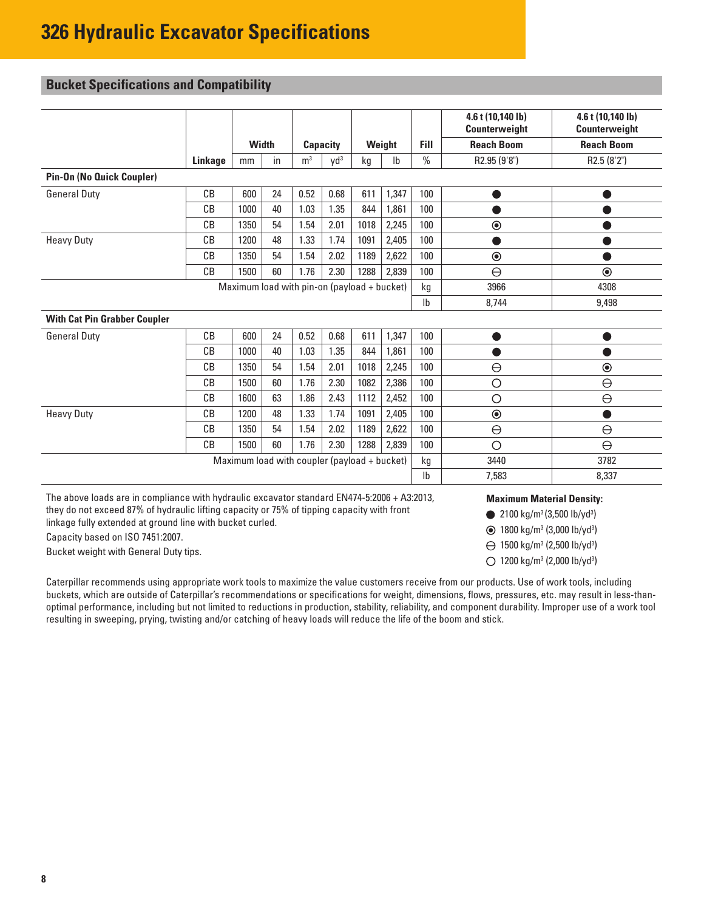# 326 Hydraulic Excavator Specifications

## Bucket Specifications and Compatibility

| | | Width | | Capacity | | Weight | | Fill | 4.6 t (10,140 lb) Counterweight | 4.6 t (10,140 lb) Counterweight |
|---|---|---|---|---|---|---|---|---|---|---|
| | | | | | | | | | Reach Boom | Reach Boom |
| | Linkage | mm | in | m³ | yd³ | kg | lb | % | R2.95 (9'8") | R2.5 (8'2") |
| **Pin-On (No Quick Coupler)** | | | | | | | | | | |
| General Duty | CB | 600 | 24 | 0.52 | 0.68 | 611 | 1,347 | 100 | ● | ● |
| | CB | 1000 | 40 | 1.03 | 1.35 | 844 | 1,861 | 100 | ● | ● |
| | CB | 1350 | 54 | 1.54 | 2.01 | 1018 | 2,245 | 100 | ⦿ | ● |
| Heavy Duty | CB | 1200 | 48 | 1.33 | 1.74 | 1091 | 2,405 | 100 | ● | ● |
| | CB | 1350 | 54 | 1.54 | 2.02 | 1189 | 2,622 | 100 | ⦿ | ● |
| | CB | 1500 | 60 | 1.76 | 2.30 | 1288 | 2,839 | 100 | ⊖ | ⦿ |
| Maximum load with pin-on (payload + bucket) | | | | | | | | kg | 3966 | 4308 |
| | | | | | | | | lb | 8,744 | 9,498 |
| **With Cat Pin Grabber Coupler** | | | | | | | | | | |
| General Duty | CB | 600 | 24 | 0.52 | 0.68 | 611 | 1,347 | 100 | ● | ● |
| | CB | 1000 | 40 | 1.03 | 1.35 | 844 | 1,861 | 100 | ● | ● |
| | CB | 1350 | 54 | 1.54 | 2.01 | 1018 | 2,245 | 100 | ⊖ | ⦿ |
| | CB | 1500 | 60 | 1.76 | 2.30 | 1082 | 2,386 | 100 | ○ | ⊖ |
| | CB | 1600 | 63 | 1.86 | 2.43 | 1112 | 2,452 | 100 | ○ | ⊖ |
| Heavy Duty | CB | 1200 | 48 | 1.33 | 1.74 | 1091 | 2,405 | 100 | ⦿ | ● |
| | CB | 1350 | 54 | 1.54 | 2.02 | 1189 | 2,622 | 100 | ⊖ | ⊖ |
| | CB | 1500 | 60 | 1.76 | 2.30 | 1288 | 2,839 | 100 | ○ | ⊖ |
| Maximum load with coupler (payload + bucket) | | | | | | | | kg | 3440 | 3782 |
| | | | | | | | | lb | 7,583 | 8,337 |

The above loads are in compliance with hydraulic excavator standard EN474-5:2006 + A3:2013, they do not exceed 87% of hydraulic lifting capacity or 75% of tipping capacity with front linkage fully extended at ground line with bucket curled.

Capacity based on ISO 7451:2007.

Bucket weight with General Duty tips.

**Maximum Material Density:**

- ● 2100 kg/m³ (3,500 lb/yd³)
- ⦿ 1800 kg/m³ (3,000 lb/yd³)
- ⊖ 1500 kg/m³ (2,500 lb/yd³)
- ○ 1200 kg/m³ (2,000 lb/yd³)

Caterpillar recommends using appropriate work tools to maximize the value customers receive from our products. Use of work tools, including buckets, which are outside of Caterpillar's recommendations or specifications for weight, dimensions, flows, pressures, etc. may result in less-than-optimal performance, including but not limited to reductions in production, stability, reliability, and component durability. Improper use of a work tool resulting in sweeping, prying, twisting and/or catching of heavy loads will reduce the life of the boom and stick.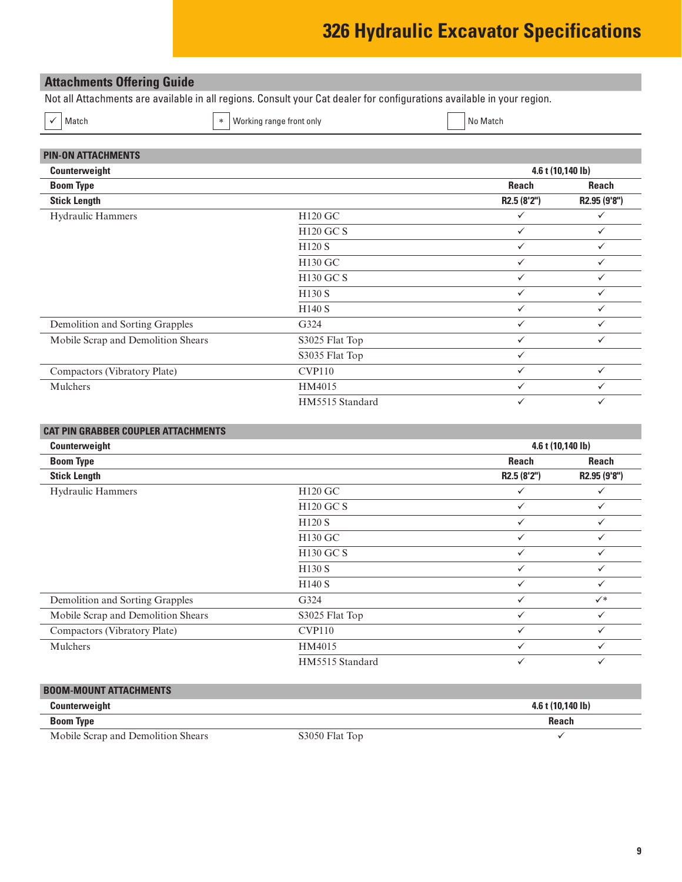# 326 Hydraulic Excavator Specifications

## Attachments Offering Guide

Not all Attachments are available in all regions. Consult your Cat dealer for configurations available in your region.

✓ Match | * Working range front only | No Match

### PIN-ON ATTACHMENTS

| | | | |
|---|---|---|---|
| **Counterweight** | | **4.6 t (10,140 lb)** | |
| **Boom Type** | | **Reach** | **Reach** |
| **Stick Length** | | **R2.5 (8'2")** | **R2.95 (9'8")** |
| Hydraulic Hammers | H120 GC | ✓ | ✓ |
| | H120 GC S | ✓ | ✓ |
| | H120 S | ✓ | ✓ |
| | H130 GC | ✓ | ✓ |
| | H130 GC S | ✓ | ✓ |
| | H130 S | ✓ | ✓ |
| | H140 S | ✓ | ✓ |
| Demolition and Sorting Grapples | G324 | ✓ | ✓ |
| Mobile Scrap and Demolition Shears | S3025 Flat Top | ✓ | ✓ |
| | S3035 Flat Top | ✓ | |
| Compactors (Vibratory Plate) | CVP110 | ✓ | ✓ |
| Mulchers | HM4015 | ✓ | ✓ |
| | HM5515 Standard | ✓ | ✓ |

### CAT PIN GRABBER COUPLER ATTACHMENTS

| | | | |
|---|---|---|---|
| **Counterweight** | | **4.6 t (10,140 lb)** | |
| **Boom Type** | | **Reach** | **Reach** |
| **Stick Length** | | **R2.5 (8'2")** | **R2.95 (9'8")** |
| Hydraulic Hammers | H120 GC | ✓ | ✓ |
| | H120 GC S | ✓ | ✓ |
| | H120 S | ✓ | ✓ |
| | H130 GC | ✓ | ✓ |
| | H130 GC S | ✓ | ✓ |
| | H130 S | ✓ | ✓ |
| | H140 S | ✓ | ✓ |
| Demolition and Sorting Grapples | G324 | ✓ | ✓* |
| Mobile Scrap and Demolition Shears | S3025 Flat Top | ✓ | ✓ |
| Compactors (Vibratory Plate) | CVP110 | ✓ | ✓ |
| Mulchers | HM4015 | ✓ | ✓ |
| | HM5515 Standard | ✓ | ✓ |

### BOOM-MOUNT ATTACHMENTS

| | | |
|---|---|---|
| **Counterweight** | | **4.6 t (10,140 lb)** |
| **Boom Type** | | **Reach** |
| Mobile Scrap and Demolition Shears | S3050 Flat Top | ✓ |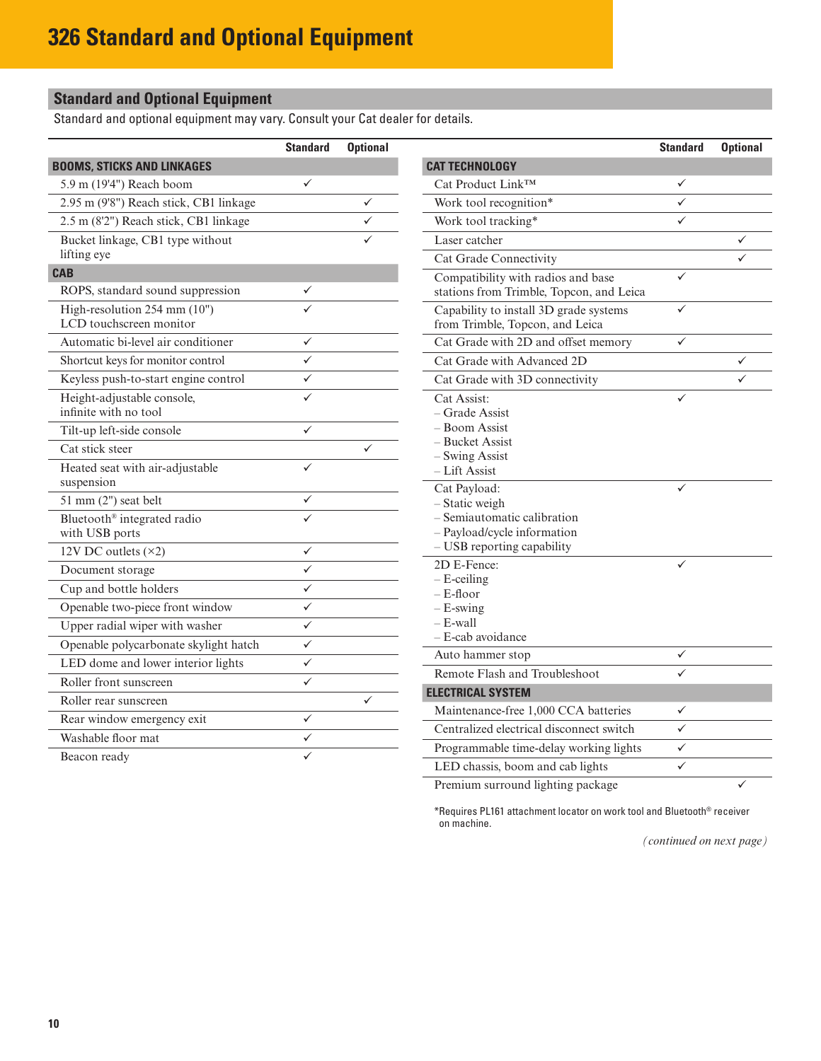# 326 Standard and Optional Equipment

## Standard and Optional Equipment

Standard and optional equipment may vary. Consult your Cat dealer for details.

| | Standard | Optional |
|---|---|---|
| **BOOMS, STICKS AND LINKAGES** | | |
| 5.9 m (19'4") Reach boom | ✓ | |
| 2.95 m (9'8") Reach stick, CB1 linkage | | ✓ |
| 2.5 m (8'2") Reach stick, CB1 linkage | | ✓ |
| Bucket linkage, CB1 type without lifting eye | | ✓ |
| **CAB** | | |
| ROPS, standard sound suppression | ✓ | |
| High-resolution 254 mm (10") LCD touchscreen monitor | ✓ | |
| Automatic bi-level air conditioner | ✓ | |
| Shortcut keys for monitor control | ✓ | |
| Keyless push-to-start engine control | ✓ | |
| Height-adjustable console, infinite with no tool | ✓ | |
| Tilt-up left-side console | ✓ | |
| Cat stick steer | | ✓ |
| Heated seat with air-adjustable suspension | ✓ | |
| 51 mm (2") seat belt | ✓ | |
| Bluetooth® integrated radio with USB ports | ✓ | |
| 12V DC outlets (×2) | ✓ | |
| Document storage | ✓ | |
| Cup and bottle holders | ✓ | |
| Openable two-piece front window | ✓ | |
| Upper radial wiper with washer | ✓ | |
| Openable polycarbonate skylight hatch | ✓ | |
| LED dome and lower interior lights | ✓ | |
| Roller front sunscreen | ✓ | |
| Roller rear sunscreen | | ✓ |
| Rear window emergency exit | ✓ | |
| Washable floor mat | ✓ | |
| Beacon ready | ✓ | |

| | Standard | Optional |
|---|---|---|
| **CAT TECHNOLOGY** | | |
| Cat Product Link™ | ✓ | |
| Work tool recognition* | ✓ | |
| Work tool tracking* | ✓ | |
| Laser catcher | | ✓ |
| Cat Grade Connectivity | | ✓ |
| Compatibility with radios and base stations from Trimble, Topcon, and Leica | ✓ | |
| Capability to install 3D grade systems from Trimble, Topcon, and Leica | ✓ | |
| Cat Grade with 2D and offset memory | ✓ | |
| Cat Grade with Advanced 2D | | ✓ |
| Cat Grade with 3D connectivity | | ✓ |
| Cat Assist:<br>– Grade Assist<br>– Boom Assist<br>– Bucket Assist<br>– Swing Assist<br>– Lift Assist | ✓ | |
| Cat Payload:<br>– Static weigh<br>– Semiautomatic calibration<br>– Payload/cycle information<br>– USB reporting capability | ✓ | |
| 2D E-Fence:<br>– E-ceiling<br>– E-floor<br>– E-swing<br>– E-wall<br>– E-cab avoidance | ✓ | |
| Auto hammer stop | ✓ | |
| Remote Flash and Troubleshoot | ✓ | |
| **ELECTRICAL SYSTEM** | | |
| Maintenance-free 1,000 CCA batteries | ✓ | |
| Centralized electrical disconnect switch | ✓ | |
| Programmable time-delay working lights | ✓ | |
| LED chassis, boom and cab lights | ✓ | |
| Premium surround lighting package | | ✓ |

*Requires PL161 attachment locator on work tool and Bluetooth® receiver on machine.

*(continued on next page)*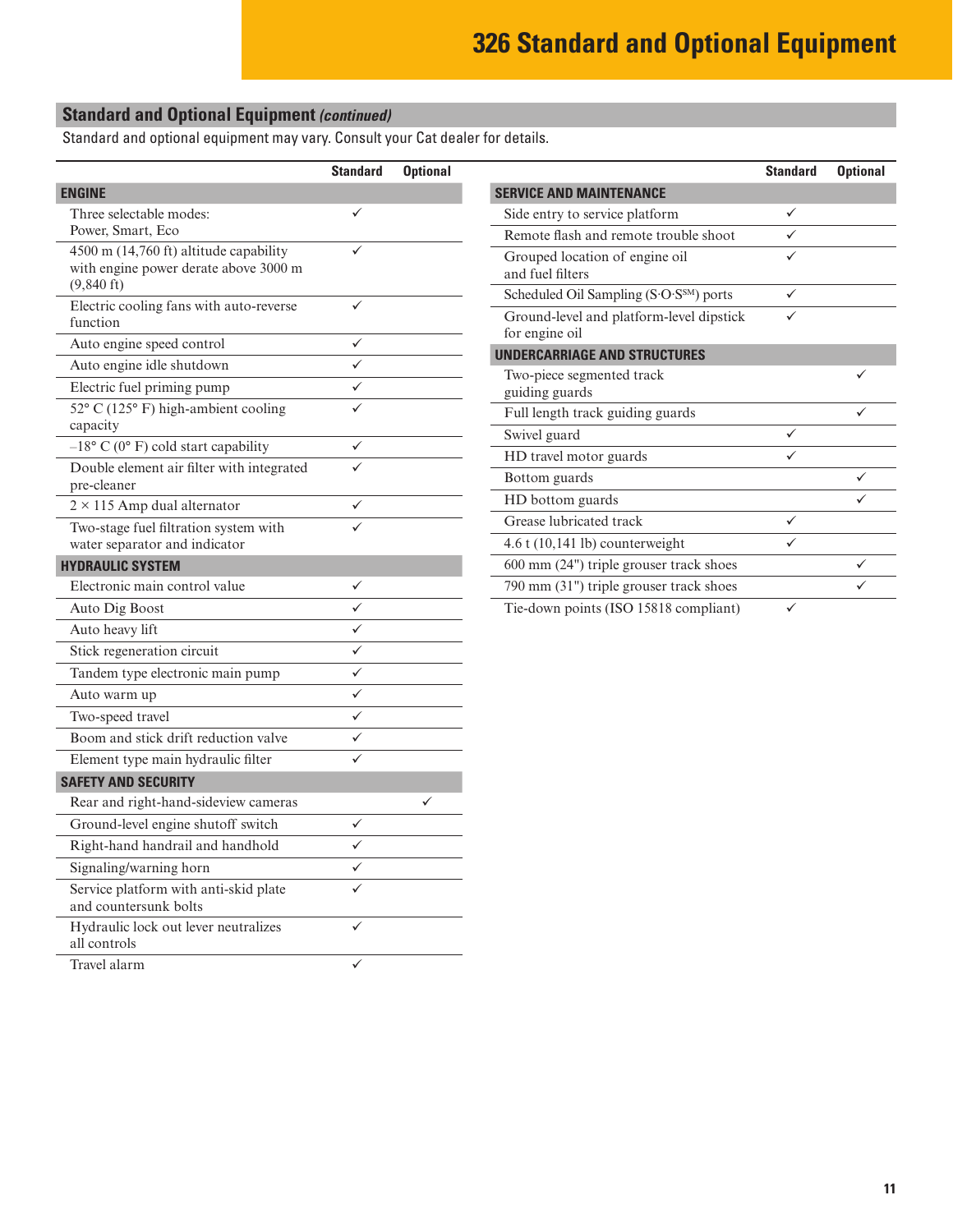# 326 Standard and Optional Equipment

## Standard and Optional Equipment *(continued)*

Standard and optional equipment may vary. Consult your Cat dealer for details.

| | Standard | Optional |
|---|---|---|
| **ENGINE** | | |
| Three selectable modes: Power, Smart, Eco | ✓ | |
| 4500 m (14,760 ft) altitude capability with engine power derate above 3000 m (9,840 ft) | ✓ | |
| Electric cooling fans with auto-reverse function | ✓ | |
| Auto engine speed control | ✓ | |
| Auto engine idle shutdown | ✓ | |
| Electric fuel priming pump | ✓ | |
| 52° C (125° F) high-ambient cooling capacity | ✓ | |
| –18° C (0° F) cold start capability | ✓ | |
| Double element air filter with integrated pre-cleaner | ✓ | |
| 2 × 115 Amp dual alternator | ✓ | |
| Two-stage fuel filtration system with water separator and indicator | ✓ | |
| **HYDRAULIC SYSTEM** | | |
| Electronic main control valve | ✓ | |
| Auto Dig Boost | ✓ | |
| Auto heavy lift | ✓ | |
| Stick regeneration circuit | ✓ | |
| Tandem type electronic main pump | ✓ | |
| Auto warm up | ✓ | |
| Two-speed travel | ✓ | |
| Boom and stick drift reduction valve | ✓ | |
| Element type main hydraulic filter | ✓ | |
| **SAFETY AND SECURITY** | | |
| Rear and right-hand-sideview cameras | | ✓ |
| Ground-level engine shutoff switch | ✓ | |
| Right-hand handrail and handhold | ✓ | |
| Signaling/warning horn | ✓ | |
| Service platform with anti-skid plate and countersunk bolts | ✓ | |
| Hydraulic lock out lever neutralizes all controls | ✓ | |
| Travel alarm | ✓ | |

| | Standard | Optional |
|---|---|---|
| **SERVICE AND MAINTENANCE** | | |
| Side entry to service platform | ✓ | |
| Remote flash and remote trouble shoot | ✓ | |
| Grouped location of engine oil and fuel filters | ✓ | |
| Scheduled Oil Sampling (S·O·S[SM]) ports | ✓ | |
| Ground-level and platform-level dipstick for engine oil | ✓ | |
| **UNDERCARRIAGE AND STRUCTURES** | | |
| Two-piece segmented track guiding guards | | ✓ |
| Full length track guiding guards | | ✓ |
| Swivel guard | ✓ | |
| HD travel motor guards | ✓ | |
| Bottom guards | | ✓ |
| HD bottom guards | | ✓ |
| Grease lubricated track | ✓ | |
| 4.6 t (10,141 lb) counterweight | ✓ | |
| 600 mm (24") triple grouser track shoes | | ✓ |
| 790 mm (31") triple grouser track shoes | | ✓ |
| Tie-down points (ISO 15818 compliant) | ✓ | |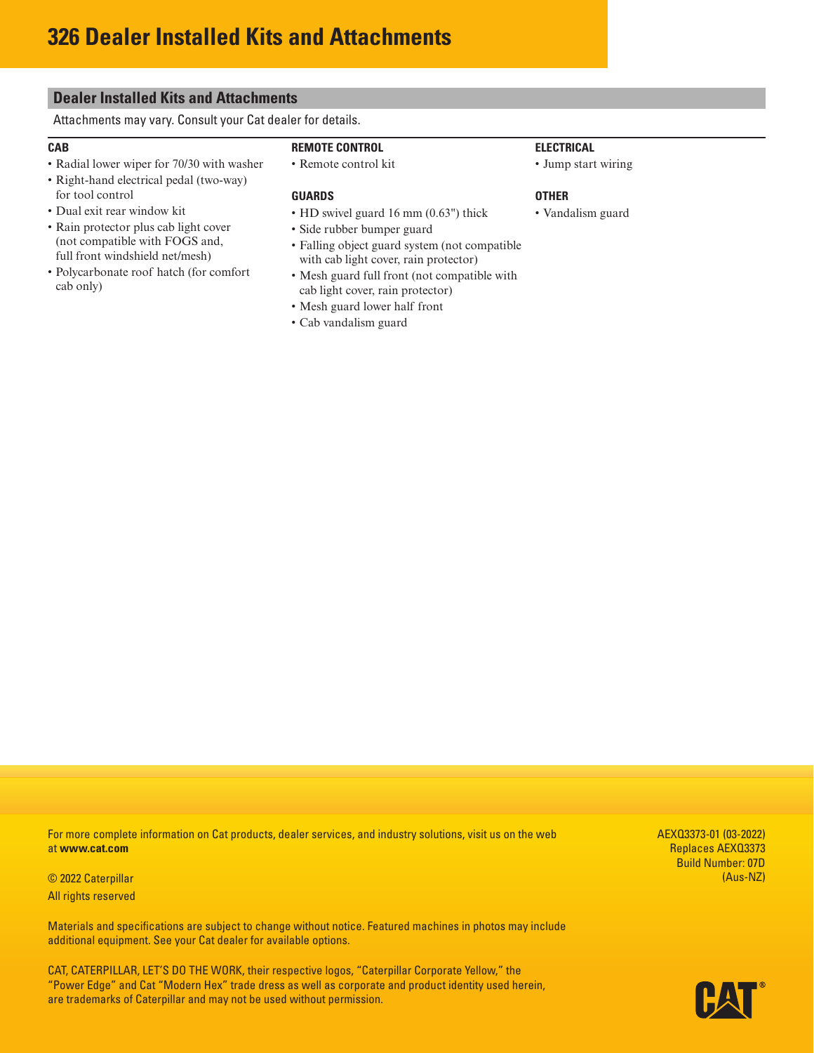# 326 Dealer Installed Kits and Attachments

## Dealer Installed Kits and Attachments

Attachments may vary. Consult your Cat dealer for details.

### CAB

- Radial lower wiper for 70/30 with washer
- Right-hand electrical pedal (two-way) for tool control
- Dual exit rear window kit
- Rain protector plus cab light cover (not compatible with FOGS and, full front windshield net/mesh)
- Polycarbonate roof hatch (for comfort cab only)

### REMOTE CONTROL

- Remote control kit

### GUARDS

- HD swivel guard 16 mm (0.63") thick
- Side rubber bumper guard
- Falling object guard system (not compatible with cab light cover, rain protector)
- Mesh guard full front (not compatible with cab light cover, rain protector)
- Mesh guard lower half front
- Cab vandalism guard

### ELECTRICAL

- Jump start wiring

### OTHER

- Vandalism guard

For more complete information on Cat products, dealer services, and industry solutions, visit us on the web at **www.cat.com**

© 2022 Caterpillar
All rights reserved

Materials and specifications are subject to change without notice. Featured machines in photos may include additional equipment. See your Cat dealer for available options.

CAT, CATERPILLAR, LET'S DO THE WORK, their respective logos, "Caterpillar Corporate Yellow," the "Power Edge" and Cat "Modern Hex" trade dress as well as corporate and product identity used herein, are trademarks of Caterpillar and may not be used without permission.

AEXQ3373-01 (03-2022)
Replaces AEXQ3373
Build Number: 07D
(Aus-NZ)